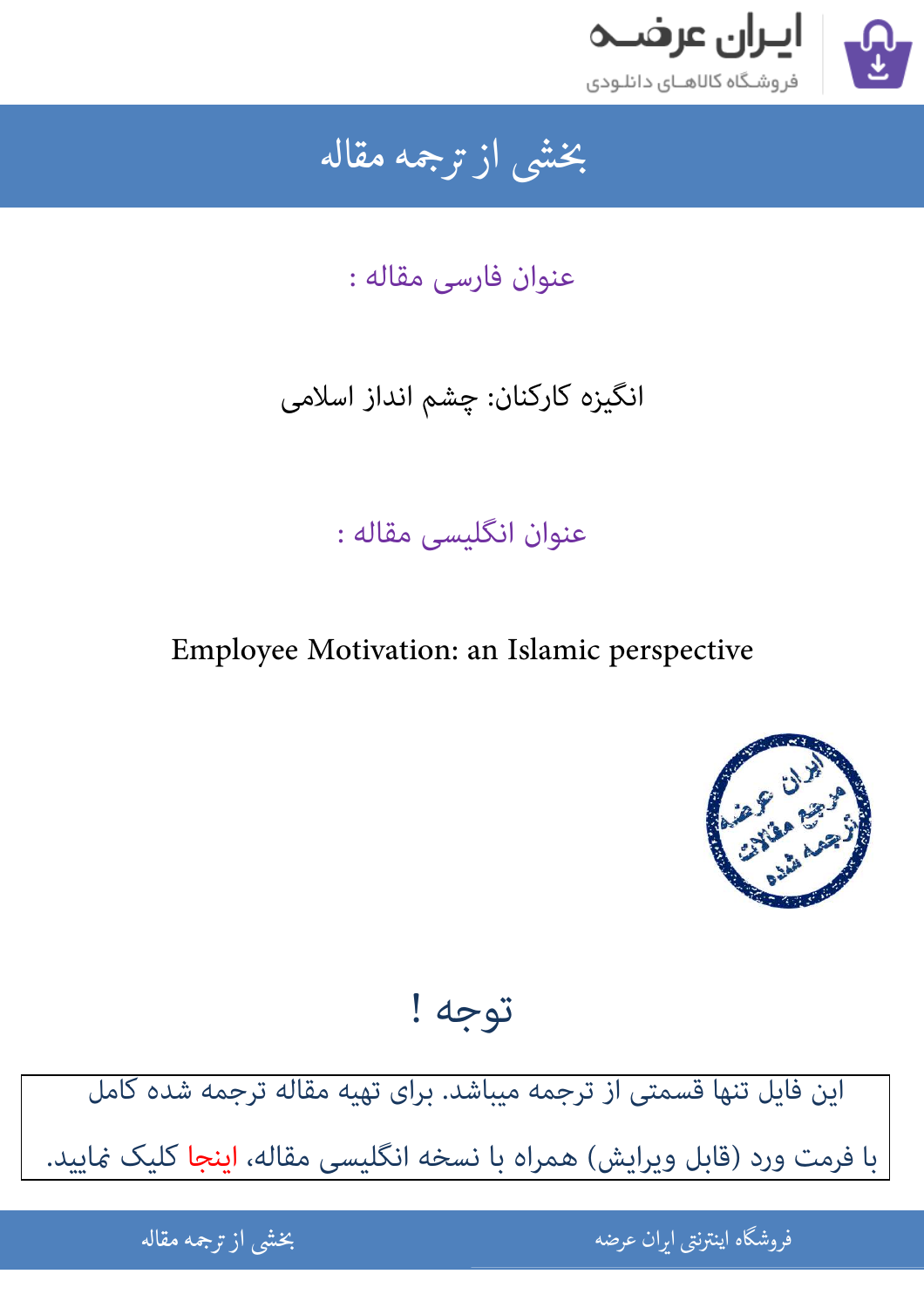# بخشی از ترجمه مقاله

عنوان فارسی مقاله :

انگیزه کارکنان: چشم انداز اسلامی

عنوان انگلیسی مقاله :

Employee Motivation: an Islamic perspective

## توجه !

این فایل تنها قسمتی از ترجمه میباشد. برای تهیه مقاله ترجمه شده کامل با فرمت ورد (قابل ویرایش) همراه با نسخه انگلیسی مقاله، اینجا کلیک نمایید.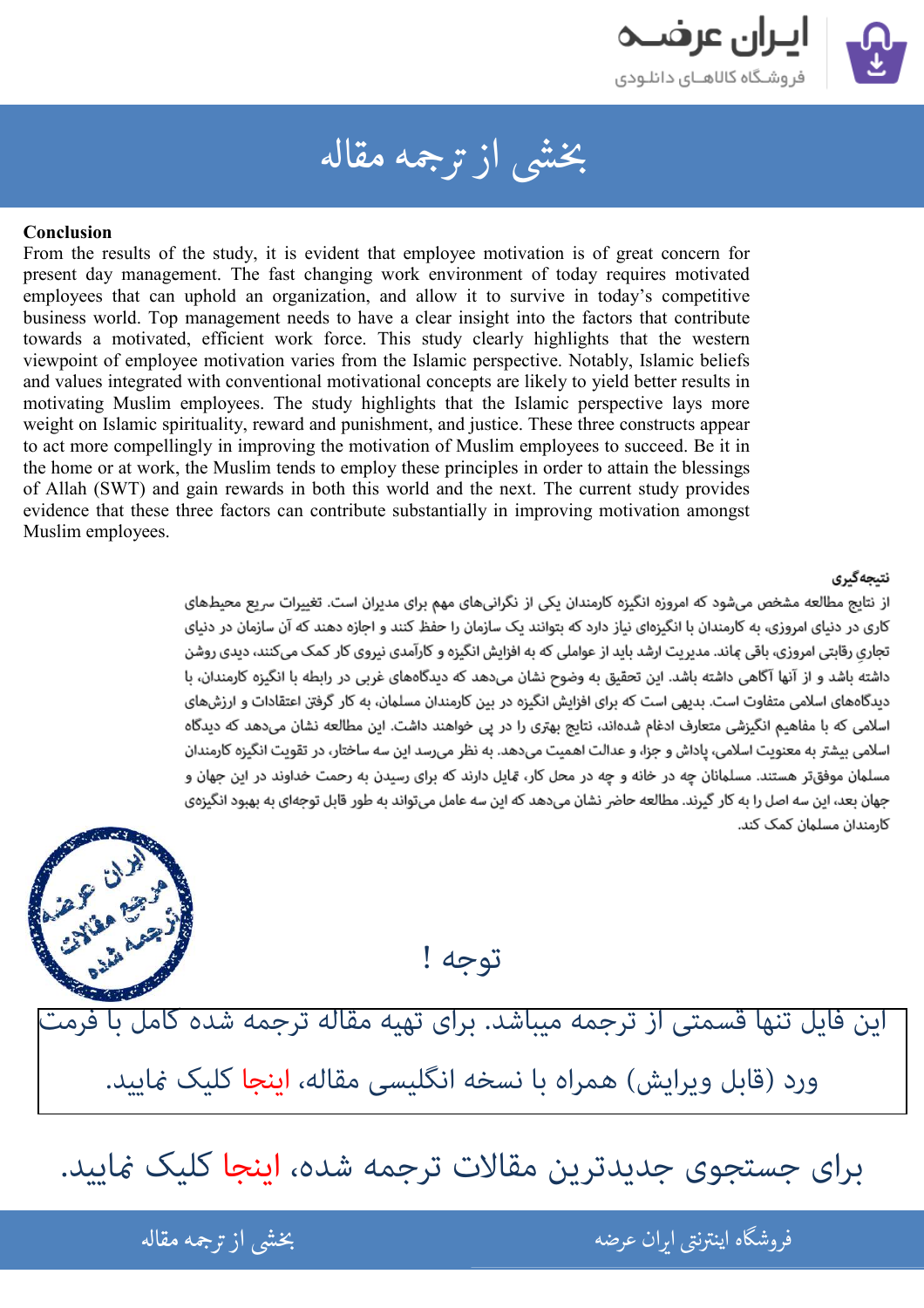## بخشی از ترجمه مقاله

**Conclusion**

From the results of the study, it is evident that employee motivation is of great concern for present day management. The fast changing work environment of today requires motivated employees that can uphold an organization, and allow it to survive in today's competitive business world. Top management needs to have a clear insight into the factors that contribute towards a motivated, efficient work force. This study clearly highlights that the western viewpoint of employee motivation varies from the Islamic perspective. Notably, Islamic beliefs and values integrated with conventional motivational concepts are likely to yield better results in motivating Muslim employees. The study highlights that the Islamic perspective lays more weight on Islamic spirituality, reward and punishment, and justice. These three constructs appear to act more compellingly in improving the motivation of Muslim employees to succeed. Be it in the home or at work, the Muslim tends to employ these principles in order to attain the blessings of Allah (SWT) and gain rewards in both this world and the next. The current study provides evidence that these three factors can contribute substantially in improving motivation amongst Muslim employees.

**نتیجه‌گیری**

از نتایج مطالعه مشخص می‌شود که امروزه انگیزه کارمندان یکی از نگرانی‌های مهم برای مدیران است. تغییرات سریع محیط‌های کاری در دنیای امروزی، به کارمندان با انگیزه‌ای نیاز دارد که بتوانند یک سازمان را حفظ کنند و اجازه دهند که آن سازمان در دنیای تجاریِ رقابتی امروزی، باقی بماند. مدیریت ارشد باید از عواملی که به افزایش انگیزه و کارآمدی نیروی کار کمک می‌کنند، دیدی روشن داشته باشد و از آنها آگاهی داشته باشد. این تحقیق به وضوح نشان می‌دهد که دیدگاه‌های غربی در رابطه با انگیزه کارمندان، با دیدگاه‌های اسلامی متفاوت است. بدیهی است که برای افزایش انگیزه در بین کارمندان مسلمان، به کار گرفتن اعتقادات و ارزش‌های اسلامی که با مفاهیم انگیزشی متعارف ادغام شده‌اند، نتایج بهتری را در پی خواهند داشت. این مطالعه نشان می‌دهد که دیدگاه اسلامی بیشتر به معنویت اسلامی، پاداش و جزاء و عدالت اهمیت می‌دهد. به نظر می‌رسد این سه ساختار، در تقویت انگیزه کارمندان مسلمان موفق‌تر هستند. مسلمانان چه در خانه و چه در محل کار، تمایل دارند که برای رسیدن به رحمت خداوند در این جهان و جهان بعد، این سه اصل را به کار گیرند. مطالعه حاضر نشان می‌دهد که این سه عامل می‌تواند به طور قابل توجه‌ای به بهبود انگیزه‌ی کارمندان مسلمان کمک کند.

توجه !

این فایل تنها قسمتی از ترجمه میباشد. برای تهیه مقاله ترجمه شده کامل با فرمت ورد (قابل ویرایش) همراه با نسخه انگلیسی مقاله، اینجا کلیک نمایید.

برای جستجوی جدیدترین مقالات ترجمه شده، اینجا کلیک نمایید.